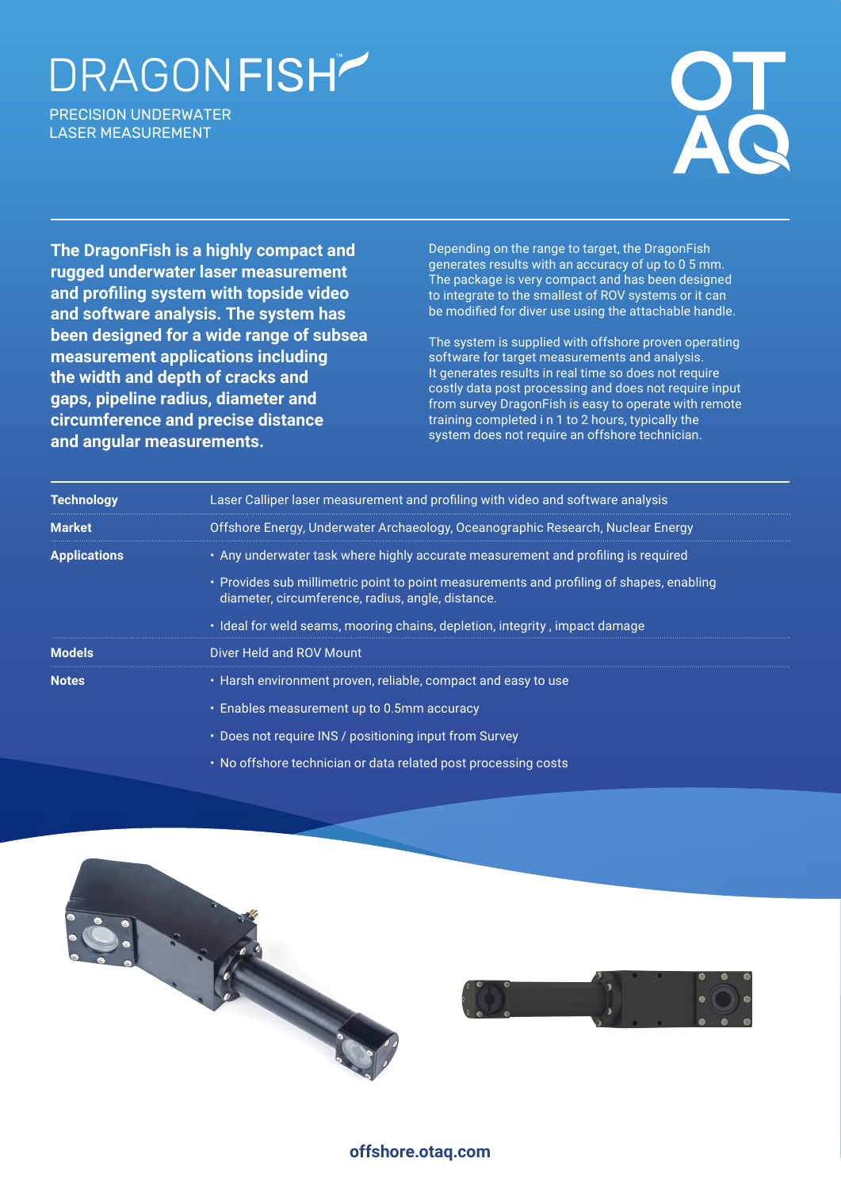# DRAGONFISH™

PRECISION UNDERWATER LASER MEASUREMENT

OTAQ

**The DragonFish is a highly compact and rugged underwater laser measurement and profiling system with topside video and software analysis. The system has been designed for a wide range of subsea measurement applications including the width and depth of cracks and gaps, pipeline radius, diameter and circumference and precise distance and angular measurements.**

Depending on the range to target, the DragonFish generates results with an accuracy of up to 0 5 mm. The package is very compact and has been designed to integrate to the smallest of ROV systems or it can be modified for diver use using the attachable handle.

The system is supplied with offshore proven operating software for target measurements and analysis. It generates results in real time so does not require costly data post processing and does not require input from survey DragonFish is easy to operate with remote training completed i n 1 to 2 hours, typically the system does not require an offshore technician.

| | |
|---|---|
| **Technology** | Laser Calliper laser measurement and profiling with video and software analysis |
| **Market** | Offshore Energy, Underwater Archaeology, Oceanographic Research, Nuclear Energy |
| **Applications** | • Any underwater task where highly accurate measurement and profiling is required<br>• Provides sub millimetric point to point measurements and profiling of shapes, enabling diameter, circumference, radius, angle, distance.<br>• Ideal for weld seams, mooring chains, depletion, integrity , impact damage |
| **Models** | Diver Held and ROV Mount |
| **Notes** | • Harsh environment proven, reliable, compact and easy to use<br>• Enables measurement up to 0.5mm accuracy<br>• Does not require INS / positioning input from Survey<br>• No offshore technician or data related post processing costs |

offshore.otaq.com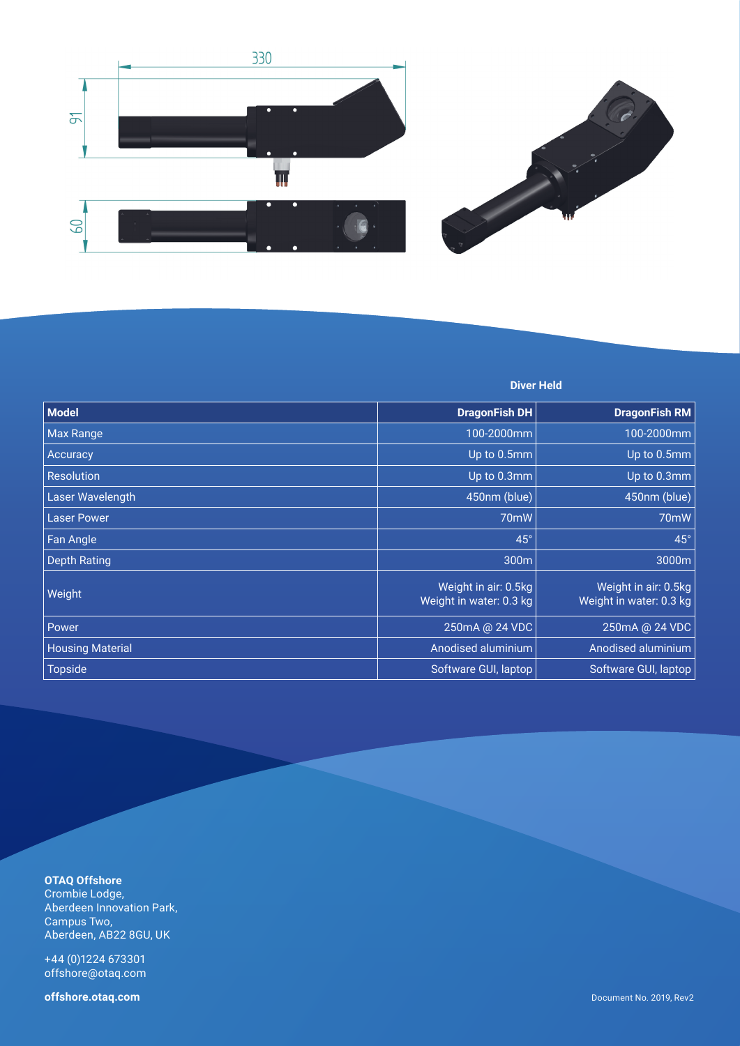330

91

60

| | | Diver Held |
|---|---|---|
| **Model** | **DragonFish DH** | **DragonFish RM** |
| Max Range | 100-2000mm | 100-2000mm |
| Accuracy | Up to 0.5mm | Up to 0.5mm |
| Resolution | Up to 0.3mm | Up to 0.3mm |
| Laser Wavelength | 450nm (blue) | 450nm (blue) |
| Laser Power | 70mW | 70mW |
| Fan Angle | 45° | 45° |
| Depth Rating | 300m | 3000m |
| Weight | Weight in air: 0.5kg<br>Weight in water: 0.3 kg | Weight in air: 0.5kg<br>Weight in water: 0.3 kg |
| Power | 250mA @ 24 VDC | 250mA @ 24 VDC |
| Housing Material | Anodised aluminium | Anodised aluminium |
| Topside | Software GUI, laptop | Software GUI, laptop |

**OTAQ Offshore**
Crombie Lodge,
Aberdeen Innovation Park,
Campus Two,
Aberdeen, AB22 8GU, UK

+44 (0)1224 673301
offshore@otaq.com

**offshore.otaq.com**

Document No. 2019, Rev2